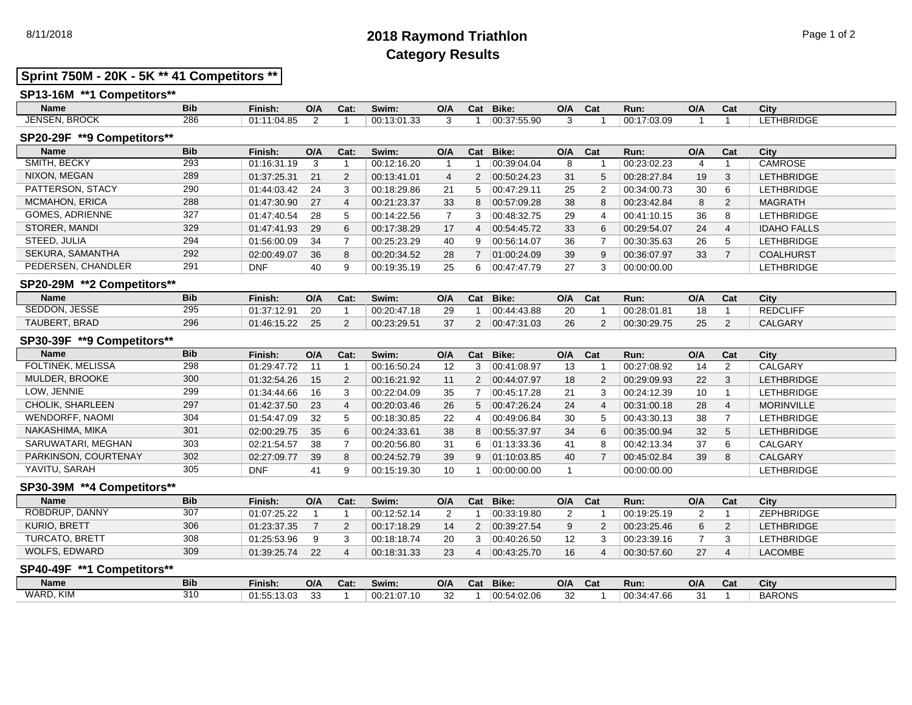# 2018 Raymond Triathlon
## Category Results

8/11/2018

**Sprint 750M - 20K - 5K ** 41 Competitors ****

### SP13-16M **1 Competitors**

| Name | Bib | Finish: | O/A | Cat: | Swim: | O/A | Cat | Bike: | O/A | Cat | Run: | O/A | Cat | City |
|---|---|---|---|---|---|---|---|---|---|---|---|---|---|---|
| JENSEN, BROCK | 286 | 01:11:04.85 | 2 | 1 | 00:13:01.33 | 3 | 1 | 00:37:55.90 | 3 | 1 | 00:17:03.09 | 1 | 1 | LETHBRIDGE |

### SP20-29F **9 Competitors**

| Name | Bib | Finish: | O/A | Cat: | Swim: | O/A | Cat | Bike: | O/A | Cat | Run: | O/A | Cat | City |
|---|---|---|---|---|---|---|---|---|---|---|---|---|---|---|
| SMITH, BECKY | 293 | 01:16:31.19 | 3 | 1 | 00:12:16.20 | 1 | 1 | 00:39:04.04 | 8 | 1 | 00:23:02.23 | 4 | 1 | CAMROSE |
| NIXON, MEGAN | 289 | 01:37:25.31 | 21 | 2 | 00:13:41.01 | 4 | 2 | 00:50:24.23 | 31 | 5 | 00:28:27.84 | 19 | 3 | LETHBRIDGE |
| PATTERSON, STACY | 290 | 01:44:03.42 | 24 | 3 | 00:18:29.86 | 21 | 5 | 00:47:29.11 | 25 | 2 | 00:34:00.73 | 30 | 6 | LETHBRIDGE |
| MCMAHON, ERICA | 288 | 01:47:30.90 | 27 | 4 | 00:21:23.37 | 33 | 8 | 00:57:09.28 | 38 | 8 | 00:23:42.84 | 8 | 2 | MAGRATH |
| GOMES, ADRIENNE | 327 | 01:47:40.54 | 28 | 5 | 00:14:22.56 | 7 | 3 | 00:48:32.75 | 29 | 4 | 00:41:10.15 | 36 | 8 | LETHBRIDGE |
| STORER, MANDI | 329 | 01:47:41.93 | 29 | 6 | 00:17:38.29 | 17 | 4 | 00:54:45.72 | 33 | 6 | 00:29:54.07 | 24 | 4 | IDAHO FALLS |
| STEED, JULIA | 294 | 01:56:00.09 | 34 | 7 | 00:25:23.29 | 40 | 9 | 00:56:14.07 | 36 | 7 | 00:30:35.63 | 26 | 5 | LETHBRIDGE |
| SEKURA, SAMANTHA | 292 | 02:00:49.07 | 36 | 8 | 00:20:34.52 | 28 | 7 | 01:00:24.09 | 39 | 9 | 00:36:07.97 | 33 | 7 | COALHURST |
| PEDERSEN, CHANDLER | 291 | DNF | 40 | 9 | 00:19:35.19 | 25 | 6 | 00:47:47.79 | 27 | 3 | 00:00:00.00 | | | LETHBRIDGE |

### SP20-29M **2 Competitors**

| Name | Bib | Finish: | O/A | Cat: | Swim: | O/A | Cat | Bike: | O/A | Cat | Run: | O/A | Cat | City |
|---|---|---|---|---|---|---|---|---|---|---|---|---|---|---|
| SEDDON, JESSE | 295 | 01:37:12.91 | 20 | 1 | 00:20:47.18 | 29 | 1 | 00:44:43.88 | 20 | 1 | 00:28:01.81 | 18 | 1 | REDCLIFF |
| TAUBERT, BRAD | 296 | 01:46:15.22 | 25 | 2 | 00:23:29.51 | 37 | 2 | 00:47:31.03 | 26 | 2 | 00:30:29.75 | 25 | 2 | CALGARY |

### SP30-39F **9 Competitors**

| Name | Bib | Finish: | O/A | Cat: | Swim: | O/A | Cat | Bike: | O/A | Cat | Run: | O/A | Cat | City |
|---|---|---|---|---|---|---|---|---|---|---|---|---|---|---|
| FOLTINEK, MELISSA | 298 | 01:29:47.72 | 11 | 1 | 00:16:50.24 | 12 | 3 | 00:41:08.97 | 13 | 1 | 00:27:08.92 | 14 | 2 | CALGARY |
| MULDER, BROOKE | 300 | 01:32:54.26 | 15 | 2 | 00:16:21.92 | 11 | 2 | 00:44:07.97 | 18 | 2 | 00:29:09.93 | 22 | 3 | LETHBRIDGE |
| LOW, JENNIE | 299 | 01:34:44.66 | 16 | 3 | 00:22:04.09 | 35 | 7 | 00:45:17.28 | 21 | 3 | 00:24:12.39 | 10 | 1 | LETHBRIDGE |
| CHOLIK, SHARLEEN | 297 | 01:42:37.50 | 23 | 4 | 00:20:03.46 | 26 | 5 | 00:47:26.24 | 24 | 4 | 00:31:00.18 | 28 | 4 | MORINVILLE |
| WENDORFF, NAOMI | 304 | 01:54:47.09 | 32 | 5 | 00:18:30.85 | 22 | 4 | 00:49:06.84 | 30 | 5 | 00:43:30.13 | 38 | 7 | LETHBRIDGE |
| NAKASHIMA, MIKA | 301 | 02:00:29.75 | 35 | 6 | 00:24:33.61 | 38 | 8 | 00:55:37.97 | 34 | 6 | 00:35:00.94 | 32 | 5 | LETHBRIDGE |
| SARUWATARI, MEGHAN | 303 | 02:21:54.57 | 38 | 7 | 00:20:56.80 | 31 | 6 | 01:13:33.36 | 41 | 8 | 00:42:13.34 | 37 | 6 | CALGARY |
| PARKINSON, COURTENAY | 302 | 02:27:09.77 | 39 | 8 | 00:24:52.79 | 39 | 9 | 01:10:03.85 | 40 | 7 | 00:45:02.84 | 39 | 8 | CALGARY |
| YAVITU, SARAH | 305 | DNF | 41 | 9 | 00:15:19.30 | 10 | 1 | 00:00:00.00 | 1 | | 00:00:00.00 | | | LETHBRIDGE |

### SP30-39M **4 Competitors**

| Name | Bib | Finish: | O/A | Cat: | Swim: | O/A | Cat | Bike: | O/A | Cat | Run: | O/A | Cat | City |
|---|---|---|---|---|---|---|---|---|---|---|---|---|---|---|
| ROBDRUP, DANNY | 307 | 01:07:25.22 | 1 | 1 | 00:12:52.14 | 2 | 1 | 00:33:19.80 | 2 | 1 | 00:19:25.19 | 2 | 1 | ZEPHBRIDGE |
| KURIO, BRETT | 306 | 01:23:37.35 | 7 | 2 | 00:17:18.29 | 14 | 2 | 00:39:27.54 | 9 | 2 | 00:23:25.46 | 6 | 2 | LETHBRIDGE |
| TURCATO, BRETT | 308 | 01:25:53.96 | 9 | 3 | 00:18:18.74 | 20 | 3 | 00:40:26.50 | 12 | 3 | 00:23:39.16 | 7 | 3 | LETHBRIDGE |
| WOLFS, EDWARD | 309 | 01:39:25.74 | 22 | 4 | 00:18:31.33 | 23 | 4 | 00:43:25.70 | 16 | 4 | 00:30:57.60 | 27 | 4 | LACOMBE |

### SP40-49F **1 Competitors**

| Name | Bib | Finish: | O/A | Cat: | Swim: | O/A | Cat | Bike: | O/A | Cat | Run: | O/A | Cat | City |
|---|---|---|---|---|---|---|---|---|---|---|---|---|---|---|
| WARD, KIM | 310 | 01:55:13.03 | 33 | 1 | 00:21:07.10 | 32 | 1 | 00:54:02.06 | 32 | 1 | 00:34:47.66 | 31 | 1 | BARONS |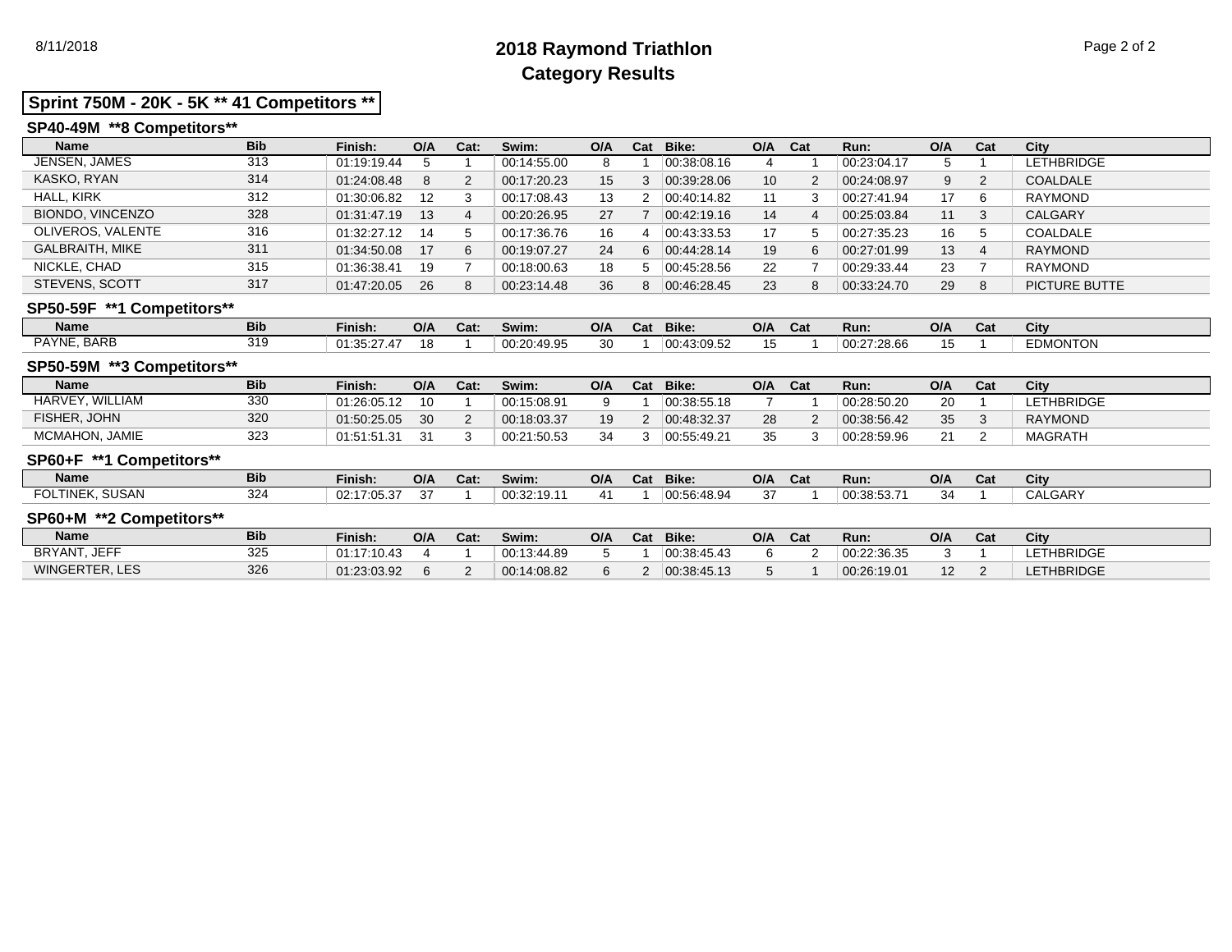# 2018 Raymond Triathlon
## Category Results

**Sprint 750M - 20K - 5K ** 41 Competitors ****

### SP40-49M **8 Competitors**

| Name | Bib | Finish: | O/A | Cat: | Swim: | O/A | Cat | Bike: | O/A | Cat | Run: | O/A | Cat | City |
|---|---|---|---|---|---|---|---|---|---|---|---|---|---|---|
| JENSEN, JAMES | 313 | 01:19:19.44 | 5 | 1 | 00:14:55.00 | 8 | 1 | 00:38:08.16 | 4 | 1 | 00:23:04.17 | 5 | 1 | LETHBRIDGE |
| KASKO, RYAN | 314 | 01:24:08.48 | 8 | 2 | 00:17:20.23 | 15 | 3 | 00:39:28.06 | 10 | 2 | 00:24:08.97 | 9 | 2 | COALDALE |
| HALL, KIRK | 312 | 01:30:06.82 | 12 | 3 | 00:17:08.43 | 13 | 2 | 00:40:14.82 | 11 | 3 | 00:27:41.94 | 17 | 6 | RAYMOND |
| BIONDO, VINCENZO | 328 | 01:31:47.19 | 13 | 4 | 00:20:26.95 | 27 | 7 | 00:42:19.16 | 14 | 4 | 00:25:03.84 | 11 | 3 | CALGARY |
| OLIVEROS, VALENTE | 316 | 01:32:27.12 | 14 | 5 | 00:17:36.76 | 16 | 4 | 00:43:33.53 | 17 | 5 | 00:27:35.23 | 16 | 5 | COALDALE |
| GALBRAITH, MIKE | 311 | 01:34:50.08 | 17 | 6 | 00:19:07.27 | 24 | 6 | 00:44:28.14 | 19 | 6 | 00:27:01.99 | 13 | 4 | RAYMOND |
| NICKLE, CHAD | 315 | 01:36:38.41 | 19 | 7 | 00:18:00.63 | 18 | 5 | 00:45:28.56 | 22 | 7 | 00:29:33.44 | 23 | 7 | RAYMOND |
| STEVENS, SCOTT | 317 | 01:47:20.05 | 26 | 8 | 00:23:14.48 | 36 | 8 | 00:46:28.45 | 23 | 8 | 00:33:24.70 | 29 | 8 | PICTURE BUTTE |

### SP50-59F **1 Competitors**

| Name | Bib | Finish: | O/A | Cat: | Swim: | O/A | Cat | Bike: | O/A | Cat | Run: | O/A | Cat | City |
|---|---|---|---|---|---|---|---|---|---|---|---|---|---|---|
| PAYNE, BARB | 319 | 01:35:27.47 | 18 | 1 | 00:20:49.95 | 30 | 1 | 00:43:09.52 | 15 | 1 | 00:27:28.66 | 15 | 1 | EDMONTON |

### SP50-59M **3 Competitors**

| Name | Bib | Finish: | O/A | Cat: | Swim: | O/A | Cat | Bike: | O/A | Cat | Run: | O/A | Cat | City |
|---|---|---|---|---|---|---|---|---|---|---|---|---|---|---|
| HARVEY, WILLIAM | 330 | 01:26:05.12 | 10 | 1 | 00:15:08.91 | 9 | 1 | 00:38:55.18 | 7 | 1 | 00:28:50.20 | 20 | 1 | LETHBRIDGE |
| FISHER, JOHN | 320 | 01:50:25.05 | 30 | 2 | 00:18:03.37 | 19 | 2 | 00:48:32.37 | 28 | 2 | 00:38:56.42 | 35 | 3 | RAYMOND |
| MCMAHON, JAMIE | 323 | 01:51:51.31 | 31 | 3 | 00:21:50.53 | 34 | 3 | 00:55:49.21 | 35 | 3 | 00:28:59.96 | 21 | 2 | MAGRATH |

### SP60+F **1 Competitors**

| Name | Bib | Finish: | O/A | Cat: | Swim: | O/A | Cat | Bike: | O/A | Cat | Run: | O/A | Cat | City |
|---|---|---|---|---|---|---|---|---|---|---|---|---|---|---|
| FOLTINEK, SUSAN | 324 | 02:17:05.37 | 37 | 1 | 00:32:19.11 | 41 | 1 | 00:56:48.94 | 37 | 1 | 00:38:53.71 | 34 | 1 | CALGARY |

### SP60+M **2 Competitors**

| Name | Bib | Finish: | O/A | Cat: | Swim: | O/A | Cat | Bike: | O/A | Cat | Run: | O/A | Cat | City |
|---|---|---|---|---|---|---|---|---|---|---|---|---|---|---|
| BRYANT, JEFF | 325 | 01:17:10.43 | 4 | 1 | 00:13:44.89 | 5 | 1 | 00:38:45.43 | 6 | 2 | 00:22:36.35 | 3 | 1 | LETHBRIDGE |
| WINGERTER, LES | 326 | 01:23:03.92 | 6 | 2 | 00:14:08.82 | 6 | 2 | 00:38:45.13 | 5 | 1 | 00:26:19.01 | 12 | 2 | LETHBRIDGE |